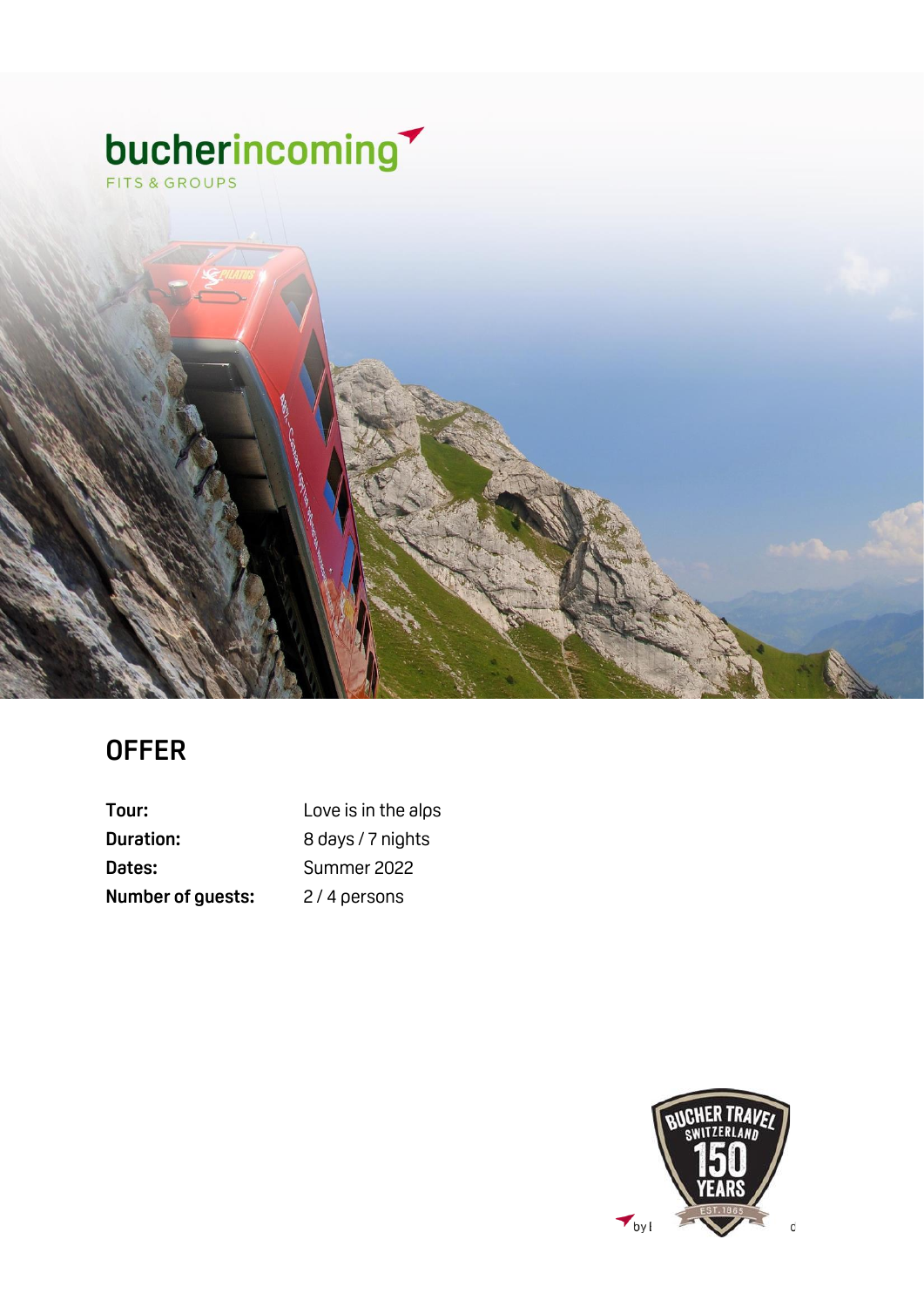bucherincoming

FITS & GROUPS

# OFFER

| | |
|---|---|
| **Tour:** | Love is in the alps |
| **Duration:** | 8 days / 7 nights |
| **Dates:** | Summer 2022 |
| **Number of guests:** | 2 / 4 persons |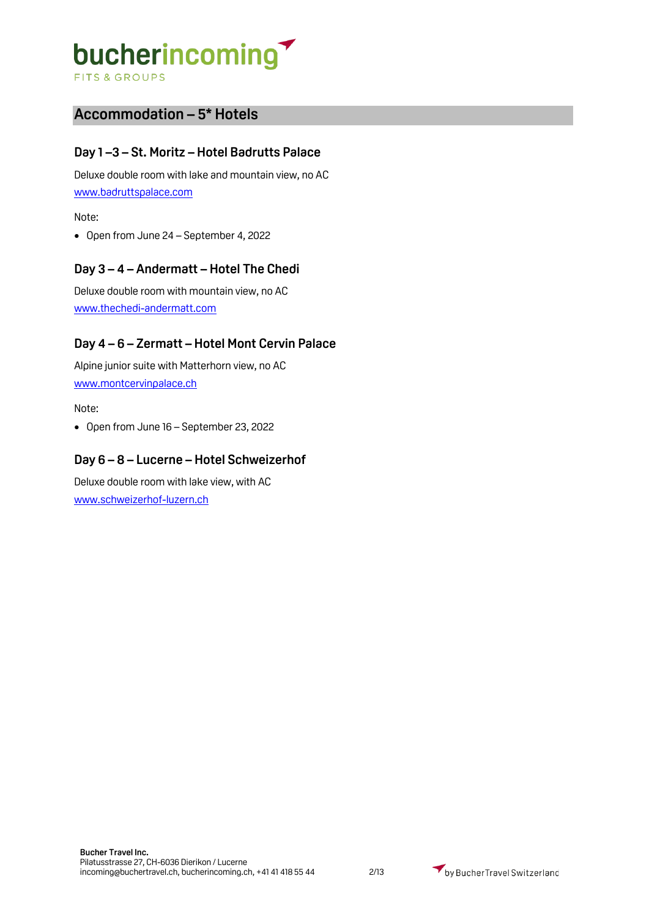## Accommodation – 5* Hotels

### Day 1 –3 – St. Moritz – Hotel Badrutts Palace

Deluxe double room with lake and mountain view, no AC

[www.badruttspalace.com](http://www.badruttspalace.com)

Note:

- Open from June 24 – September 4, 2022

### Day 3 – 4 – Andermatt – Hotel The Chedi

Deluxe double room with mountain view, no AC

[www.thechedi-andermatt.com](http://www.thechedi-andermatt.com)

### Day 4 – 6 – Zermatt – Hotel Mont Cervin Palace

Alpine junior suite with Matterhorn view, no AC

[www.montcervinpalace.ch](http://www.montcervinpalace.ch)

Note:

- Open from June 16 – September 23, 2022

### Day 6 – 8 – Lucerne – Hotel Schweizerhof

Deluxe double room with lake view, with AC

[www.schweizerhof-luzern.ch](http://www.schweizerhof-luzern.ch)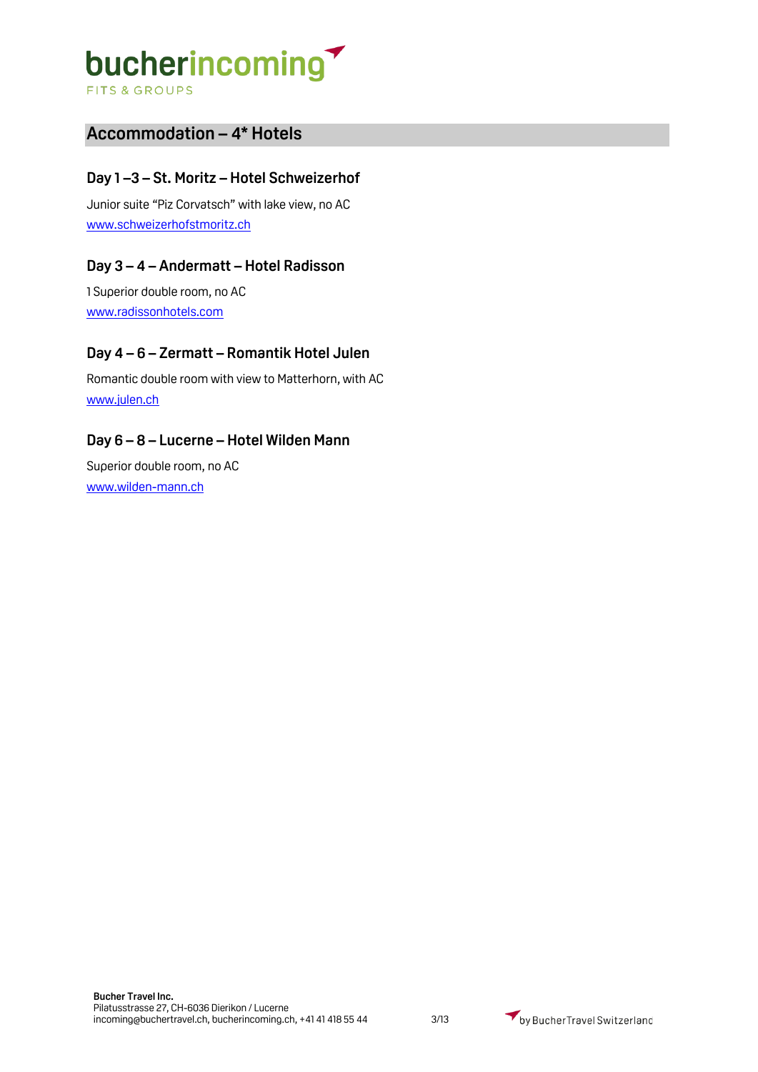## Accommodation – 4* Hotels

### Day 1 –3 – St. Moritz – Hotel Schweizerhof

Junior suite "Piz Corvatsch" with lake view, no AC
www.schweizerhofstmoritz.ch

### Day 3 – 4 – Andermatt – Hotel Radisson

1 Superior double room, no AC
www.radissonhotels.com

### Day 4 – 6 – Zermatt – Romantik Hotel Julen

Romantic double room with view to Matterhorn, with AC
www.julen.ch

### Day 6 – 8 – Lucerne – Hotel Wilden Mann

Superior double room, no AC
www.wilden-mann.ch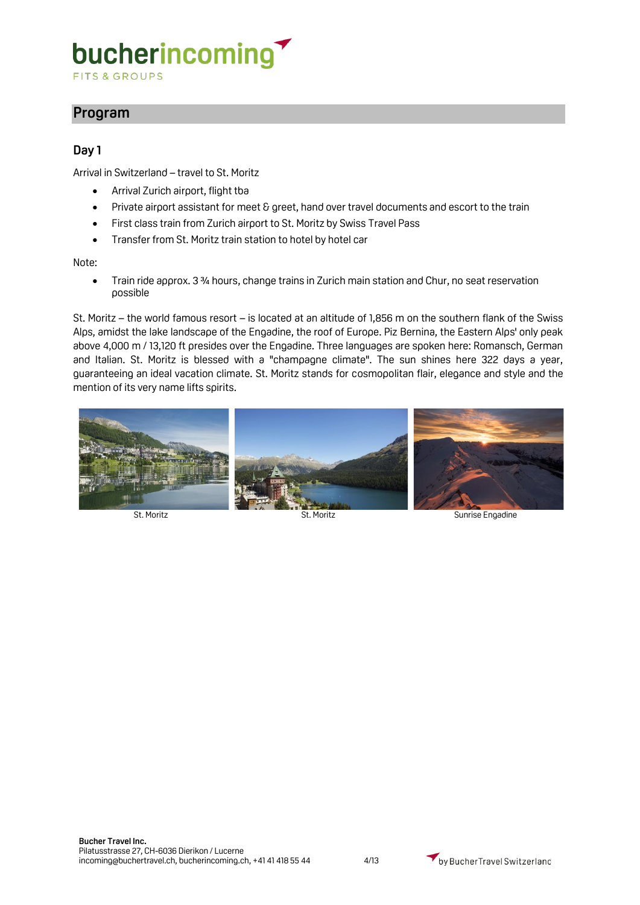## Program

### Day 1

Arrival in Switzerland – travel to St. Moritz

- Arrival Zurich airport, flight tba
- Private airport assistant for meet & greet, hand over travel documents and escort to the train
- First class train from Zurich airport to St. Moritz by Swiss Travel Pass
- Transfer from St. Moritz train station to hotel by hotel car

Note:

- Train ride approx. 3 ¾ hours, change trains in Zurich main station and Chur, no seat reservation possible

St. Moritz – the world famous resort – is located at an altitude of 1,856 m on the southern flank of the Swiss Alps, amidst the lake landscape of the Engadine, the roof of Europe. Piz Bernina, the Eastern Alps' only peak above 4,000 m / 13,120 ft presides over the Engadine. Three languages are spoken here: Romansch, German and Italian. St. Moritz is blessed with a "champagne climate". The sun shines here 322 days a year, guaranteeing an ideal vacation climate. St. Moritz stands for cosmopolitan flair, elegance and style and the mention of its very name lifts spirits.

St. Moritz

St. Moritz

Sunrise Engadine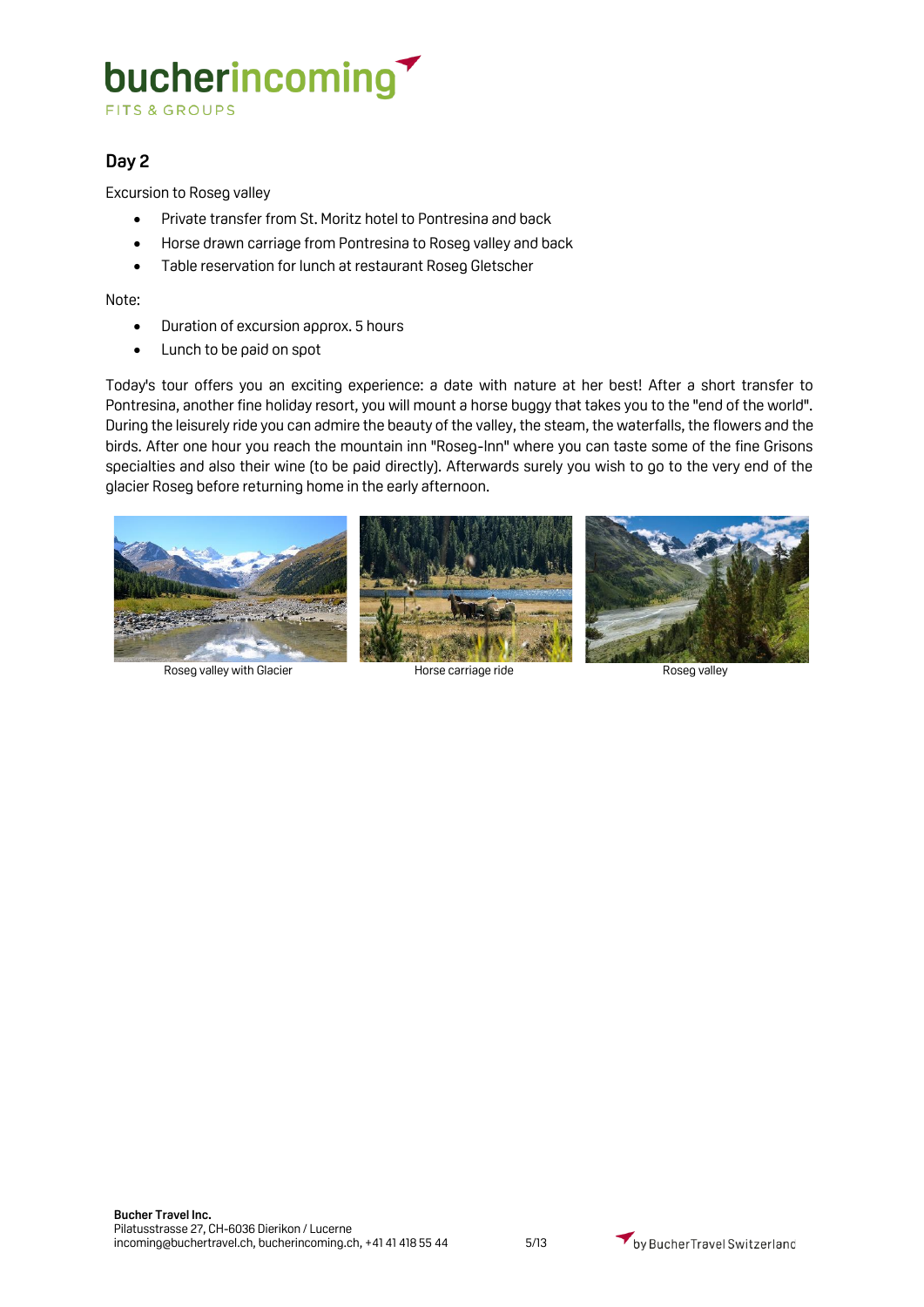## Day 2

Excursion to Roseg valley

- Private transfer from St. Moritz hotel to Pontresina and back
- Horse drawn carriage from Pontresina to Roseg valley and back
- Table reservation for lunch at restaurant Roseg Gletscher

Note:

- Duration of excursion approx. 5 hours
- Lunch to be paid on spot

Today's tour offers you an exciting experience: a date with nature at her best! After a short transfer to Pontresina, another fine holiday resort, you will mount a horse buggy that takes you to the "end of the world". During the leisurely ride you can admire the beauty of the valley, the steam, the waterfalls, the flowers and the birds. After one hour you reach the mountain inn "Roseg-Inn" where you can taste some of the fine Grisons specialties and also their wine (to be paid directly). Afterwards surely you wish to go to the very end of the glacier Roseg before returning home in the early afternoon.

Roseg valley with Glacier

Horse carriage ride

Roseg valley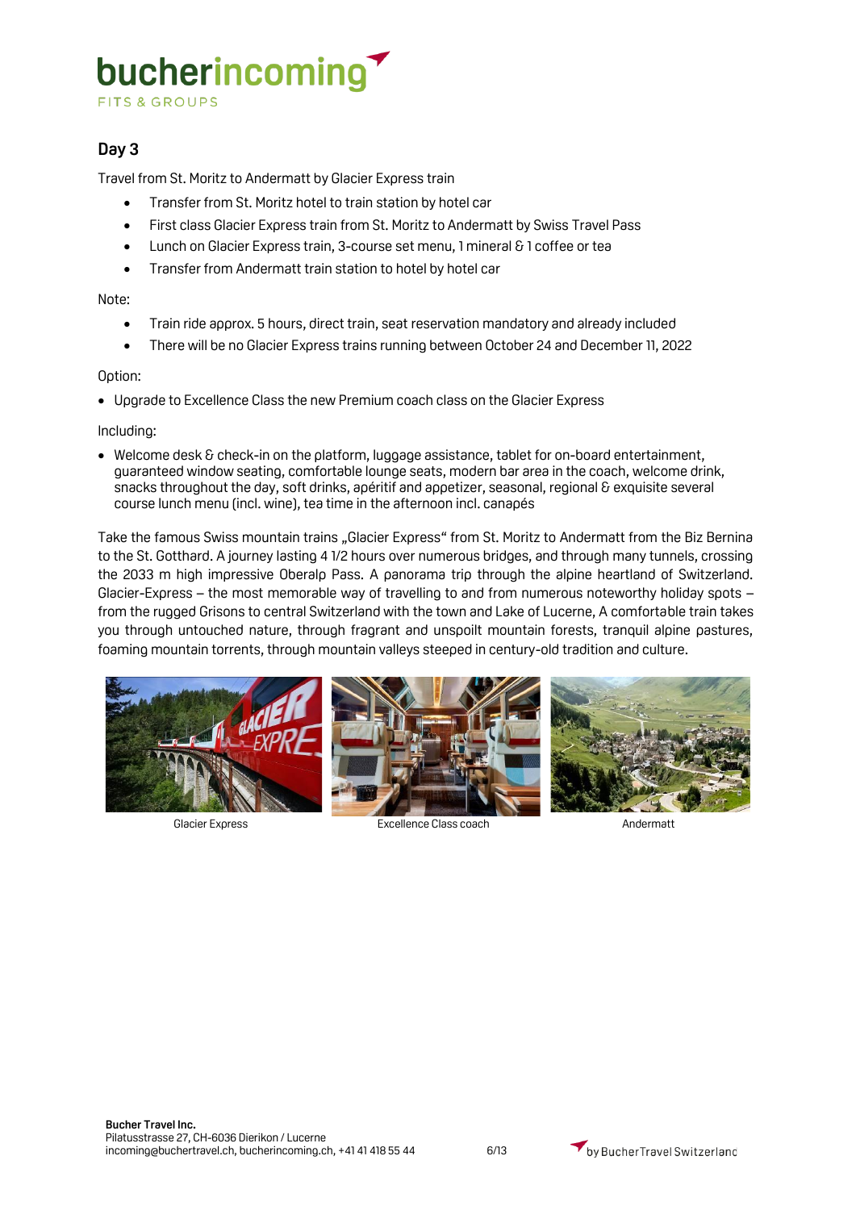## Day 3

Travel from St. Moritz to Andermatt by Glacier Express train

- Transfer from St. Moritz hotel to train station by hotel car
- First class Glacier Express train from St. Moritz to Andermatt by Swiss Travel Pass
- Lunch on Glacier Express train, 3-course set menu, 1 mineral & 1 coffee or tea
- Transfer from Andermatt train station to hotel by hotel car

Note:

- Train ride approx. 5 hours, direct train, seat reservation mandatory and already included
- There will be no Glacier Express trains running between October 24 and December 11, 2022

Option:

- Upgrade to Excellence Class the new Premium coach class on the Glacier Express

Including:

- Welcome desk & check-in on the platform, luggage assistance, tablet for on-board entertainment, guaranteed window seating, comfortable lounge seats, modern bar area in the coach, welcome drink, snacks throughout the day, soft drinks, apéritif and appetizer, seasonal, regional & exquisite several course lunch menu (incl. wine), tea time in the afternoon incl. canapés

Take the famous Swiss mountain trains „Glacier Express" from St. Moritz to Andermatt from the Biz Bernina to the St. Gotthard. A journey lasting 4 1/2 hours over numerous bridges, and through many tunnels, crossing the 2033 m high impressive Oberalp Pass. A panorama trip through the alpine heartland of Switzerland. Glacier-Express – the most memorable way of travelling to and from numerous noteworthy holiday spots – from the rugged Grisons to central Switzerland with the town and Lake of Lucerne, A comfortable train takes you through untouched nature, through fragrant and unspoilt mountain forests, tranquil alpine pastures, foaming mountain torrents, through mountain valleys steeped in century-old tradition and culture.

Glacier Express

Excellence Class coach

Andermatt

**Bucher Travel Inc.**
Pilatusstrasse 27, CH-6036 Dierikon / Lucerne
incoming@buchertravel.ch, bucherincoming.ch, +41 41 418 55 44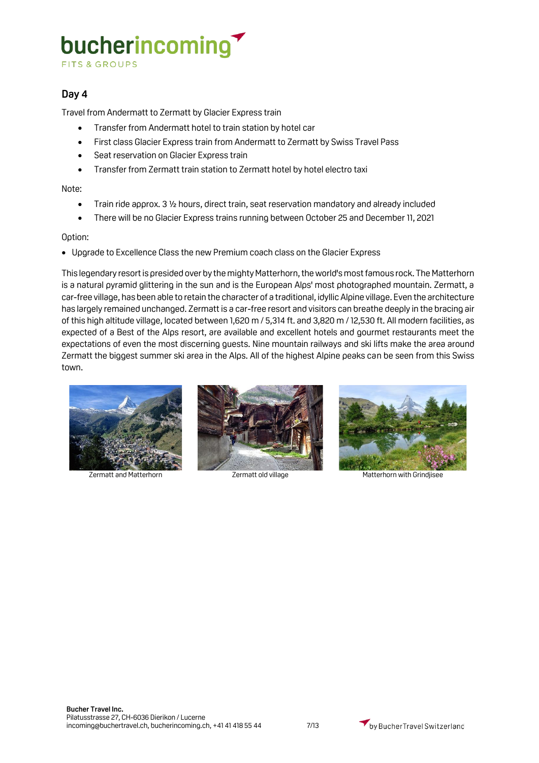## Day 4

Travel from Andermatt to Zermatt by Glacier Express train

- Transfer from Andermatt hotel to train station by hotel car
- First class Glacier Express train from Andermatt to Zermatt by Swiss Travel Pass
- Seat reservation on Glacier Express train
- Transfer from Zermatt train station to Zermatt hotel by hotel electro taxi

Note:

- Train ride approx. 3 ½ hours, direct train, seat reservation mandatory and already included
- There will be no Glacier Express trains running between October 25 and December 11, 2021

Option:

- Upgrade to Excellence Class the new Premium coach class on the Glacier Express

This legendary resort is presided over by the mighty Matterhorn, the world's most famous rock. The Matterhorn is a natural pyramid glittering in the sun and is the European Alps' most photographed mountain. Zermatt, a car-free village, has been able to retain the character of a traditional, idyllic Alpine village. Even the architecture has largely remained unchanged. Zermatt is a car-free resort and visitors can breathe deeply in the bracing air of this high altitude village, located between 1,620 m / 5,314 ft. and 3,820 m / 12,530 ft. All modern facilities, as expected of a Best of the Alps resort, are available and excellent hotels and gourmet restaurants meet the expectations of even the most discerning guests. Nine mountain railways and ski lifts make the area around Zermatt the biggest summer ski area in the Alps. All of the highest Alpine peaks can be seen from this Swiss town.

Zermatt and Matterhorn

Zermatt old village

Matterhorn with Grindjisee

**Bucher Travel Inc.**
Pilatusstrasse 27, CH-6036 Dierikon / Lucerne
incoming@buchertravel.ch, bucherincoming.ch, +41 41 418 55 44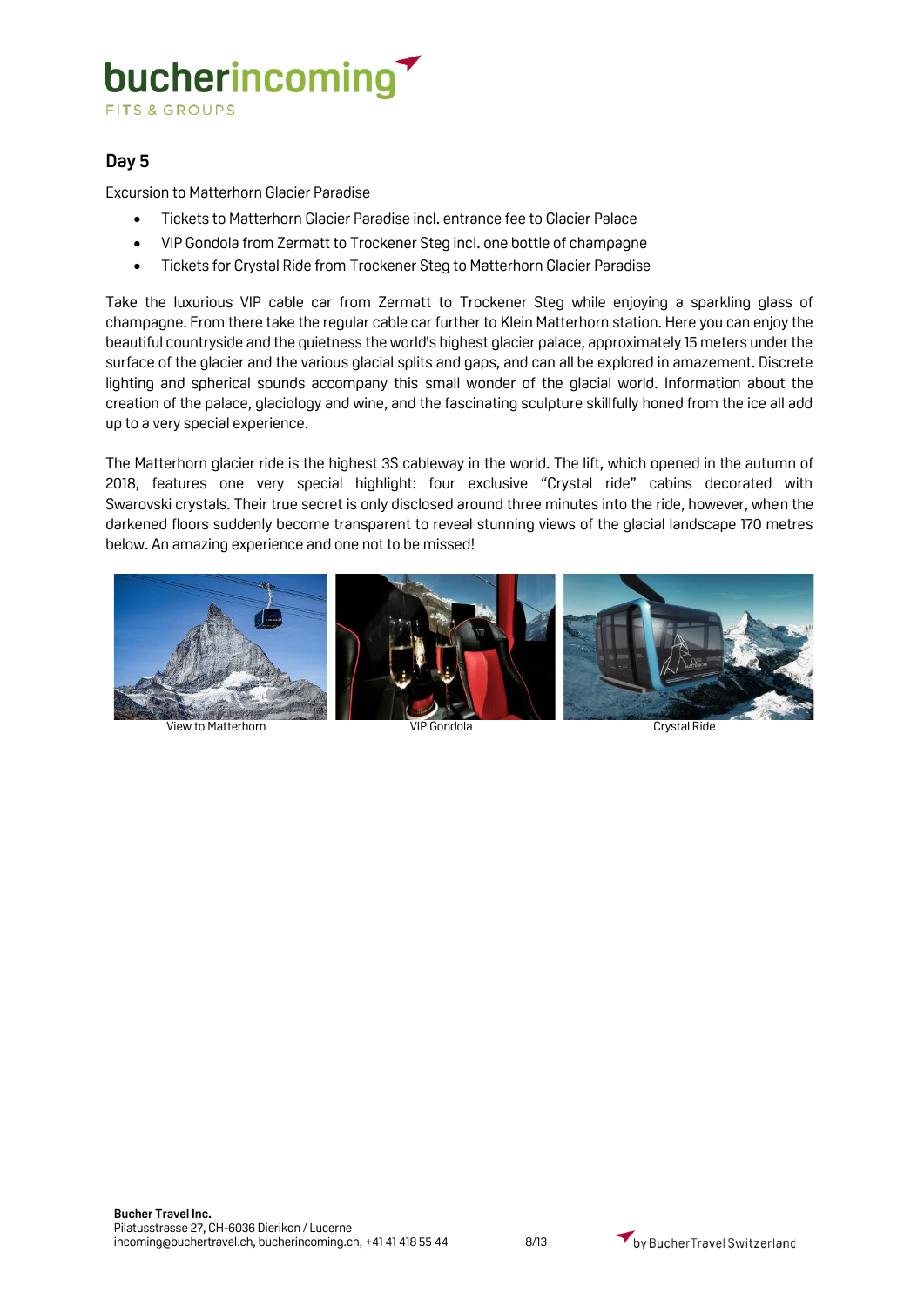## Day 5

Excursion to Matterhorn Glacier Paradise

- Tickets to Matterhorn Glacier Paradise incl. entrance fee to Glacier Palace
- VIP Gondola from Zermatt to Trockener Steg incl. one bottle of champagne
- Tickets for Crystal Ride from Trockener Steg to Matterhorn Glacier Paradise

Take the luxurious VIP cable car from Zermatt to Trockener Steg while enjoying a sparkling glass of champagne. From there take the regular cable car further to Klein Matterhorn station. Here you can enjoy the beautiful countryside and the quietness the world's highest glacier palace, approximately 15 meters under the surface of the glacier and the various glacial splits and gaps, and can all be explored in amazement. Discrete lighting and spherical sounds accompany this small wonder of the glacial world. Information about the creation of the palace, glaciology and wine, and the fascinating sculpture skillfully honed from the ice all add up to a very special experience.

The Matterhorn glacier ride is the highest 3S cableway in the world. The lift, which opened in the autumn of 2018, features one very special highlight: four exclusive "Crystal ride" cabins decorated with Swarovski crystals. Their true secret is only disclosed around three minutes into the ride, however, when the darkened floors suddenly become transparent to reveal stunning views of the glacial landscape 170 metres below. An amazing experience and one not to be missed!

View to Matterhorn

VIP Gondola

Crystal Ride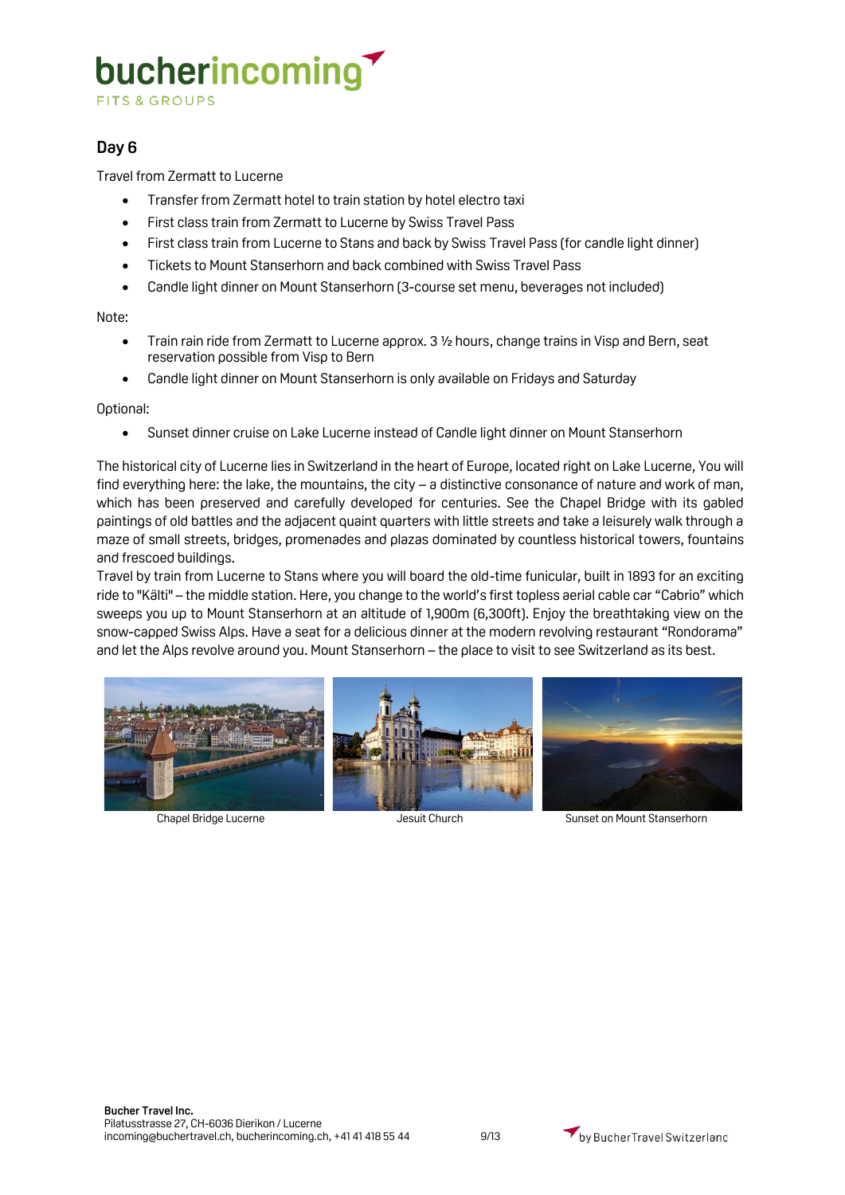## Day 6

Travel from Zermatt to Lucerne

- Transfer from Zermatt hotel to train station by hotel electro taxi
- First class train from Zermatt to Lucerne by Swiss Travel Pass
- First class train from Lucerne to Stans and back by Swiss Travel Pass (for candle light dinner)
- Tickets to Mount Stanserhorn and back combined with Swiss Travel Pass
- Candle light dinner on Mount Stanserhorn (3-course set menu, beverages not included)

Note:

- Train rain ride from Zermatt to Lucerne approx. 3 ½ hours, change trains in Visp and Bern, seat reservation possible from Visp to Bern
- Candle light dinner on Mount Stanserhorn is only available on Fridays and Saturday

Optional:

- Sunset dinner cruise on Lake Lucerne instead of Candle light dinner on Mount Stanserhorn

The historical city of Lucerne lies in Switzerland in the heart of Europe, located right on Lake Lucerne, You will find everything here: the lake, the mountains, the city – a distinctive consonance of nature and work of man, which has been preserved and carefully developed for centuries. See the Chapel Bridge with its gabled paintings of old battles and the adjacent quaint quarters with little streets and take a leisurely walk through a maze of small streets, bridges, promenades and plazas dominated by countless historical towers, fountains and frescoed buildings.

Travel by train from Lucerne to Stans where you will board the old-time funicular, built in 1893 for an exciting ride to "Kälti" – the middle station. Here, you change to the world's first topless aerial cable car "Cabrio" which sweeps you up to Mount Stanserhorn at an altitude of 1,900m (6,300ft). Enjoy the breathtaking view on the snow-capped Swiss Alps. Have a seat for a delicious dinner at the modern revolving restaurant "Rondorama" and let the Alps revolve around you. Mount Stanserhorn – the place to visit to see Switzerland as its best.

Chapel Bridge Lucerne

Jesuit Church

Sunset on Mount Stanserhorn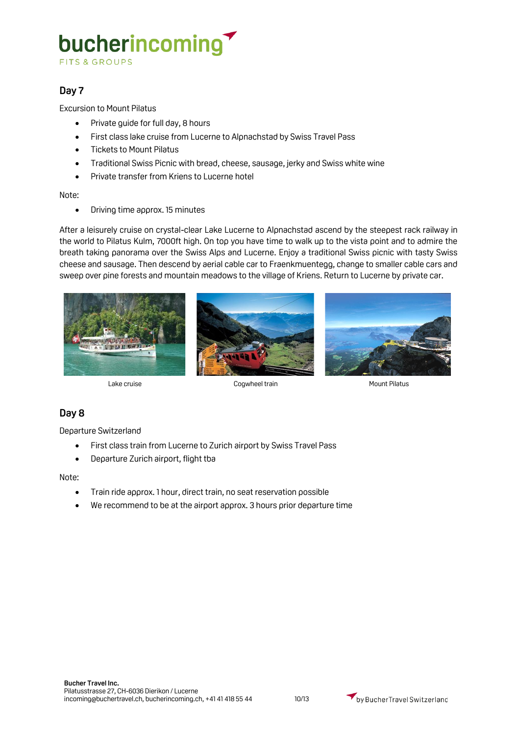## Day 7

Excursion to Mount Pilatus

- Private guide for full day, 8 hours
- First class lake cruise from Lucerne to Alpnachstad by Swiss Travel Pass
- Tickets to Mount Pilatus
- Traditional Swiss Picnic with bread, cheese, sausage, jerky and Swiss white wine
- Private transfer from Kriens to Lucerne hotel

Note:

- Driving time approx. 15 minutes

After a leisurely cruise on crystal-clear Lake Lucerne to Alpnachstad ascend by the steepest rack railway in the world to Pilatus Kulm, 7000ft high. On top you have time to walk up to the vista point and to admire the breath taking panorama over the Swiss Alps and Lucerne. Enjoy a traditional Swiss picnic with tasty Swiss cheese and sausage. Then descend by aerial cable car to Fraenkmuentegg, change to smaller cable cars and sweep over pine forests and mountain meadows to the village of Kriens. Return to Lucerne by private car.

Lake cruise

Cogwheel train

Mount Pilatus

## Day 8

Departure Switzerland

- First class train from Lucerne to Zurich airport by Swiss Travel Pass
- Departure Zurich airport, flight tba

Note:

- Train ride approx. 1 hour, direct train, no seat reservation possible
- We recommend to be at the airport approx. 3 hours prior departure time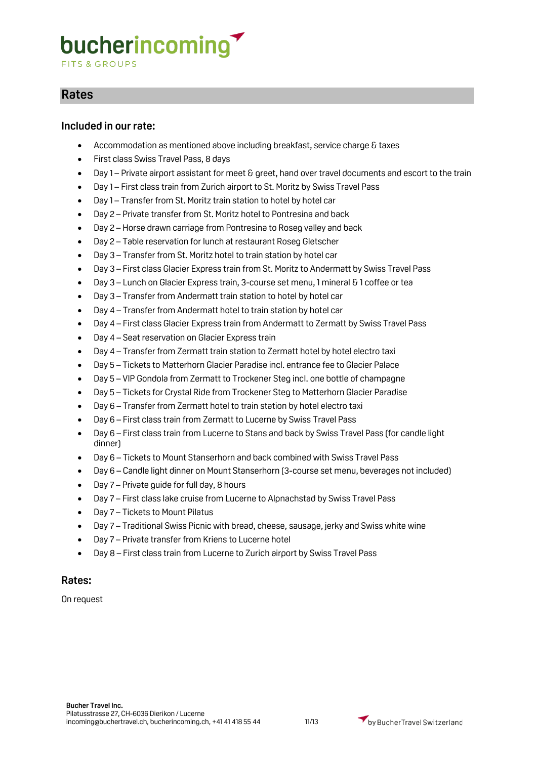## Rates

### Included in our rate:

- Accommodation as mentioned above including breakfast, service charge & taxes
- First class Swiss Travel Pass, 8 days
- Day 1 – Private airport assistant for meet & greet, hand over travel documents and escort to the train
- Day 1 – First class train from Zurich airport to St. Moritz by Swiss Travel Pass
- Day 1 – Transfer from St. Moritz train station to hotel by hotel car
- Day 2 – Private transfer from St. Moritz hotel to Pontresina and back
- Day 2 – Horse drawn carriage from Pontresina to Roseg valley and back
- Day 2 – Table reservation for lunch at restaurant Roseg Gletscher
- Day 3 – Transfer from St. Moritz hotel to train station by hotel car
- Day 3 – First class Glacier Express train from St. Moritz to Andermatt by Swiss Travel Pass
- Day 3 – Lunch on Glacier Express train, 3-course set menu, 1 mineral & 1 coffee or tea
- Day 3 – Transfer from Andermatt train station to hotel by hotel car
- Day 4 – Transfer from Andermatt hotel to train station by hotel car
- Day 4 – First class Glacier Express train from Andermatt to Zermatt by Swiss Travel Pass
- Day 4 – Seat reservation on Glacier Express train
- Day 4 – Transfer from Zermatt train station to Zermatt hotel by hotel electro taxi
- Day 5 – Tickets to Matterhorn Glacier Paradise incl. entrance fee to Glacier Palace
- Day 5 – VIP Gondola from Zermatt to Trockener Steg incl. one bottle of champagne
- Day 5 – Tickets for Crystal Ride from Trockener Steg to Matterhorn Glacier Paradise
- Day 6 – Transfer from Zermatt hotel to train station by hotel electro taxi
- Day 6 – First class train from Zermatt to Lucerne by Swiss Travel Pass
- Day 6 – First class train from Lucerne to Stans and back by Swiss Travel Pass (for candle light dinner)
- Day 6 – Tickets to Mount Stanserhorn and back combined with Swiss Travel Pass
- Day 6 – Candle light dinner on Mount Stanserhorn (3-course set menu, beverages not included)
- Day 7 – Private guide for full day, 8 hours
- Day 7 – First class lake cruise from Lucerne to Alpnachstad by Swiss Travel Pass
- Day 7 – Tickets to Mount Pilatus
- Day 7 – Traditional Swiss Picnic with bread, cheese, sausage, jerky and Swiss white wine
- Day 7 – Private transfer from Kriens to Lucerne hotel
- Day 8 – First class train from Lucerne to Zurich airport by Swiss Travel Pass

### Rates:

On request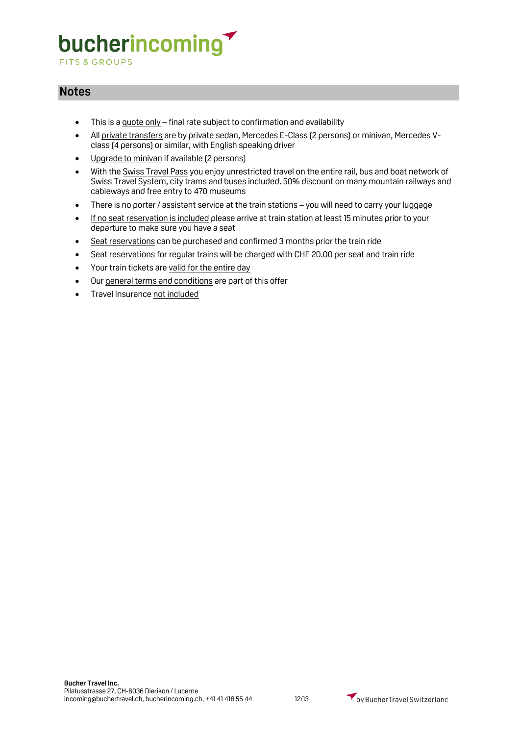## Notes

- This is a quote only – final rate subject to confirmation and availability
- All private transfers are by private sedan, Mercedes E-Class (2 persons) or minivan, Mercedes V-class (4 persons) or similar, with English speaking driver
- Upgrade to minivan if available (2 persons)
- With the Swiss Travel Pass you enjoy unrestricted travel on the entire rail, bus and boat network of Swiss Travel System, city trams and buses included. 50% discount on many mountain railways and cableways and free entry to 470 museums
- There is no porter / assistant service at the train stations – you will need to carry your luggage
- If no seat reservation is included please arrive at train station at least 15 minutes prior to your departure to make sure you have a seat
- Seat reservations can be purchased and confirmed 3 months prior the train ride
- Seat reservations for regular trains will be charged with CHF 20.00 per seat and train ride
- Your train tickets are valid for the entire day
- Our general terms and conditions are part of this offer
- Travel Insurance not included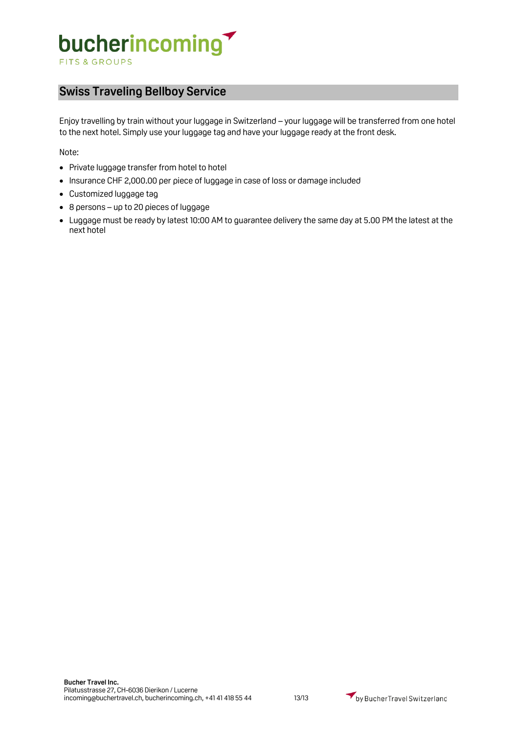## Swiss Traveling Bellboy Service

Enjoy travelling by train without your luggage in Switzerland – your luggage will be transferred from one hotel to the next hotel. Simply use your luggage tag and have your luggage ready at the front desk.

Note:

- Private luggage transfer from hotel to hotel
- Insurance CHF 2,000.00 per piece of luggage in case of loss or damage included
- Customized luggage tag
- 8 persons – up to 20 pieces of luggage
- Luggage must be ready by latest 10:00 AM to guarantee delivery the same day at 5.00 PM the latest at the next hotel